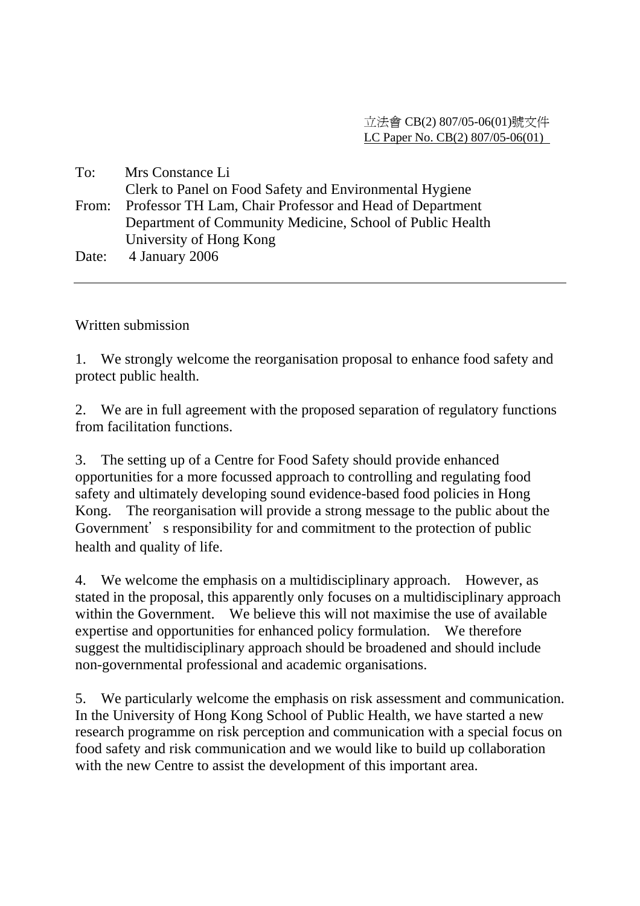立法會 CB(2) 807/05-06(01)號文件
LC Paper No. CB(2) 807/05-06(01)

To: Mrs Constance Li
Clerk to Panel on Food Safety and Environmental Hygiene

From: Professor TH Lam, Chair Professor and Head of Department
Department of Community Medicine, School of Public Health
University of Hong Kong

Date: 4 January 2006

---

Written submission

1. We strongly welcome the reorganisation proposal to enhance food safety and protect public health.

2. We are in full agreement with the proposed separation of regulatory functions from facilitation functions.

3. The setting up of a Centre for Food Safety should provide enhanced opportunities for a more focussed approach to controlling and regulating food safety and ultimately developing sound evidence-based food policies in Hong Kong. The reorganisation will provide a strong message to the public about the Government's responsibility for and commitment to the protection of public health and quality of life.

4. We welcome the emphasis on a multidisciplinary approach. However, as stated in the proposal, this apparently only focuses on a multidisciplinary approach within the Government. We believe this will not maximise the use of available expertise and opportunities for enhanced policy formulation. We therefore suggest the multidisciplinary approach should be broadened and should include non-governmental professional and academic organisations.

5. We particularly welcome the emphasis on risk assessment and communication. In the University of Hong Kong School of Public Health, we have started a new research programme on risk perception and communication with a special focus on food safety and risk communication and we would like to build up collaboration with the new Centre to assist the development of this important area.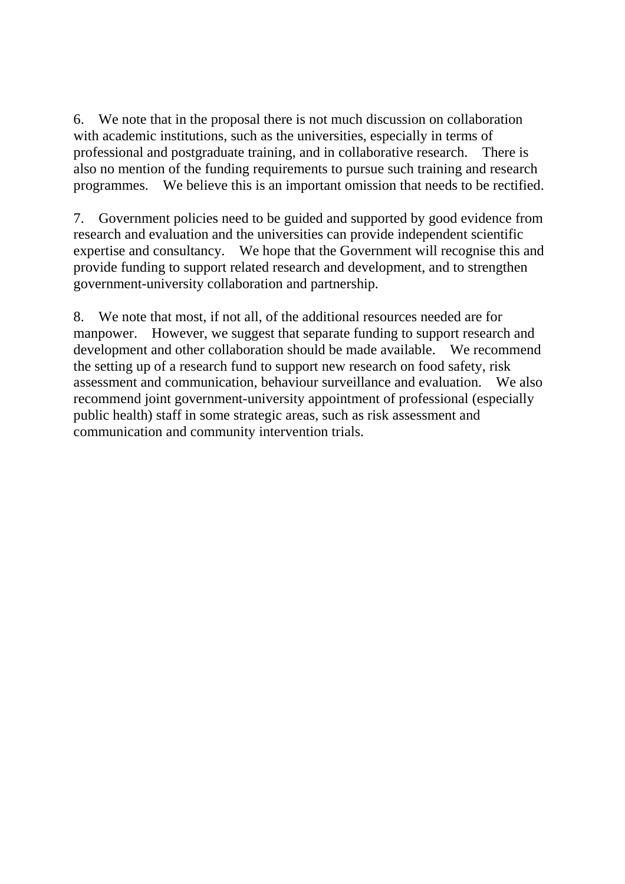6. We note that in the proposal there is not much discussion on collaboration with academic institutions, such as the universities, especially in terms of professional and postgraduate training, and in collaborative research. There is also no mention of the funding requirements to pursue such training and research programmes. We believe this is an important omission that needs to be rectified.

7. Government policies need to be guided and supported by good evidence from research and evaluation and the universities can provide independent scientific expertise and consultancy. We hope that the Government will recognise this and provide funding to support related research and development, and to strengthen government-university collaboration and partnership.

8. We note that most, if not all, of the additional resources needed are for manpower. However, we suggest that separate funding to support research and development and other collaboration should be made available. We recommend the setting up of a research fund to support new research on food safety, risk assessment and communication, behaviour surveillance and evaluation. We also recommend joint government-university appointment of professional (especially public health) staff in some strategic areas, such as risk assessment and communication and community intervention trials.